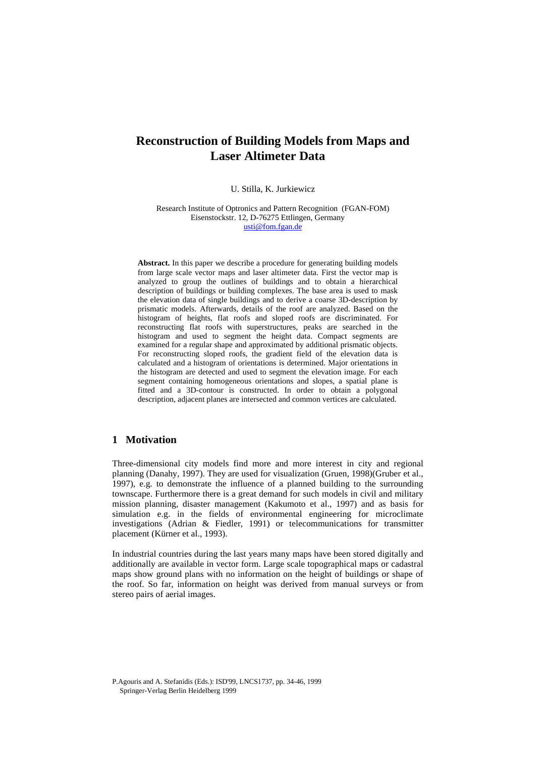# Reconstruction of Building Models from Maps and Laser Altimeter Data

U. Stilla, K. Jurkiewicz

Research Institute of Optronics and Pattern Recognition (FGAN-FOM)
Eisenstockstr. 12, D-76275 Ettlingen, Germany
usti@fom.fgan.de

**Abstract.** In this paper we describe a procedure for generating building models from large scale vector maps and laser altimeter data. First the vector map is analyzed to group the outlines of buildings and to obtain a hierarchical description of buildings or building complexes. The base area is used to mask the elevation data of single buildings and to derive a coarse 3D-description by prismatic models. Afterwards, details of the roof are analyzed. Based on the histogram of heights, flat roofs and sloped roofs are discriminated. For reconstructing flat roofs with superstructures, peaks are searched in the histogram and used to segment the height data. Compact segments are examined for a regular shape and approximated by additional prismatic objects. For reconstructing sloped roofs, the gradient field of the elevation data is calculated and a histogram of orientations is determined. Major orientations in the histogram are detected and used to segment the elevation image. For each segment containing homogeneous orientations and slopes, a spatial plane is fitted and a 3D-contour is constructed. In order to obtain a polygonal description, adjacent planes are intersected and common vertices are calculated.

## 1 Motivation

Three-dimensional city models find more and more interest in city and regional planning (Danahy, 1997). They are used for visualization (Gruen, 1998)(Gruber et al., 1997), e.g. to demonstrate the influence of a planned building to the surrounding townscape. Furthermore there is a great demand for such models in civil and military mission planning, disaster management (Kakumoto et al., 1997) and as basis for simulation e.g. in the fields of environmental engineering for microclimate investigations (Adrian & Fiedler, 1991) or telecommunications for transmitter placement (Kürner et al., 1993).

In industrial countries during the last years many maps have been stored digitally and additionally are available in vector form. Large scale topographical maps or cadastral maps show ground plans with no information on the height of buildings or shape of the roof. So far, information on height was derived from manual surveys or from stereo pairs of aerial images.

P.Agouris and A. Stefanidis (Eds.): ISD'99, LNCS1737, pp. 34-46, 1999
Springer-Verlag Berlin Heidelberg 1999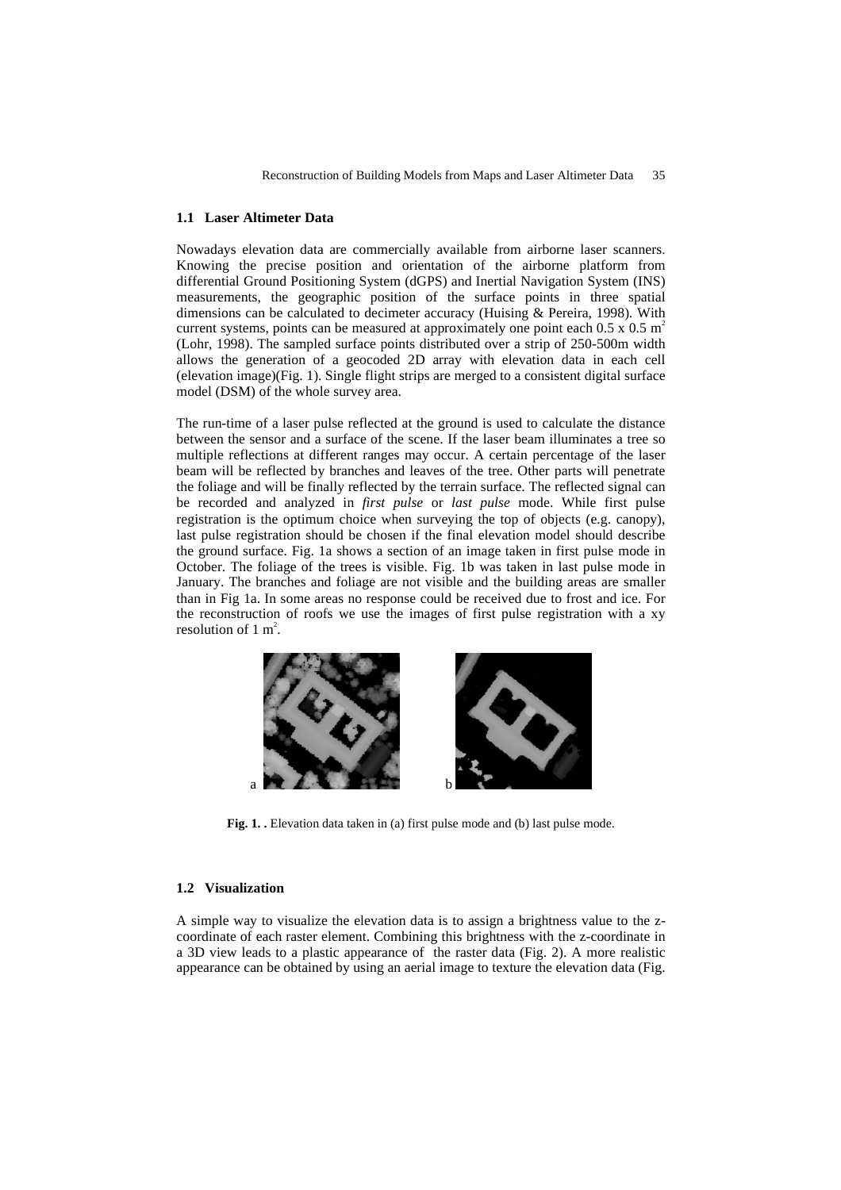### 1.1 Laser Altimeter Data

Nowadays elevation data are commercially available from airborne laser scanners. Knowing the precise position and orientation of the airborne platform from differential Ground Positioning System (dGPS) and Inertial Navigation System (INS) measurements, the geographic position of the surface points in three spatial dimensions can be calculated to decimeter accuracy (Huising & Pereira, 1998). With current systems, points can be measured at approximately one point each 0.5 x 0.5 $m^2$ (Lohr, 1998). The sampled surface points distributed over a strip of 250-500m width allows the generation of a geocoded 2D array with elevation data in each cell (elevation image)(Fig. 1). Single flight strips are merged to a consistent digital surface model (DSM) of the whole survey area.

The run-time of a laser pulse reflected at the ground is used to calculate the distance between the sensor and a surface of the scene. If the laser beam illuminates a tree so multiple reflections at different ranges may occur. A certain percentage of the laser beam will be reflected by branches and leaves of the tree. Other parts will penetrate the foliage and will be finally reflected by the terrain surface. The reflected signal can be recorded and analyzed in *first pulse* or *last pulse* mode. While first pulse registration is the optimum choice when surveying the top of objects (e.g. canopy), last pulse registration should be chosen if the final elevation model should describe the ground surface. Fig. 1a shows a section of an image taken in first pulse mode in October. The foliage of the trees is visible. Fig. 1b was taken in last pulse mode in January. The branches and foliage are not visible and the building areas are smaller than in Fig 1a. In some areas no response could be received due to frost and ice. For the reconstruction of roofs we use the images of first pulse registration with a xy resolution of 1 $m^2$.

a b

**Fig. 1. .** Elevation data taken in (a) first pulse mode and (b) last pulse mode.

### 1.2 Visualization

A simple way to visualize the elevation data is to assign a brightness value to the z-coordinate of each raster element. Combining this brightness with the z-coordinate in a 3D view leads to a plastic appearance of the raster data (Fig. 2). A more realistic appearance can be obtained by using an aerial image to texture the elevation data (Fig.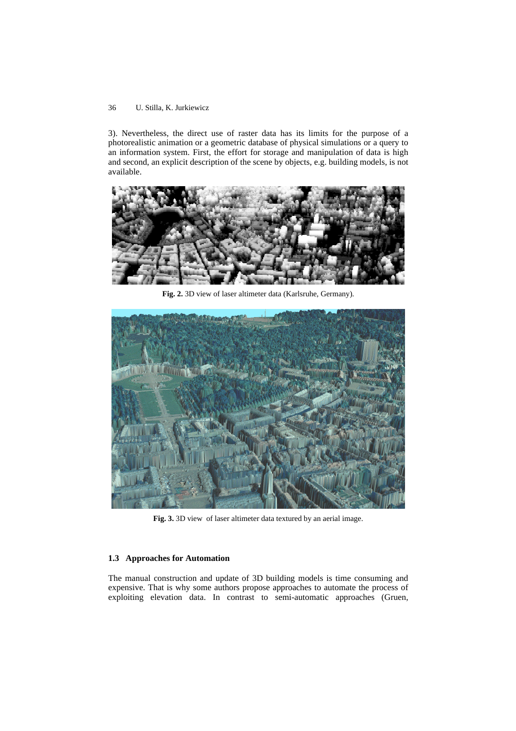3). Nevertheless, the direct use of raster data has its limits for the purpose of a photorealistic animation or a geometric database of physical simulations or a query to an information system. First, the effort for storage and manipulation of data is high and second, an explicit description of the scene by objects, e.g. building models, is not available.

**Fig. 2.** 3D view of laser altimeter data (Karlsruhe, Germany).

**Fig. 3.** 3D view of laser altimeter data textured by an aerial image.

### 1.3 Approaches for Automation

The manual construction and update of 3D building models is time consuming and expensive. That is why some authors propose approaches to automate the process of exploiting elevation data. In contrast to semi-automatic approaches (Gruen,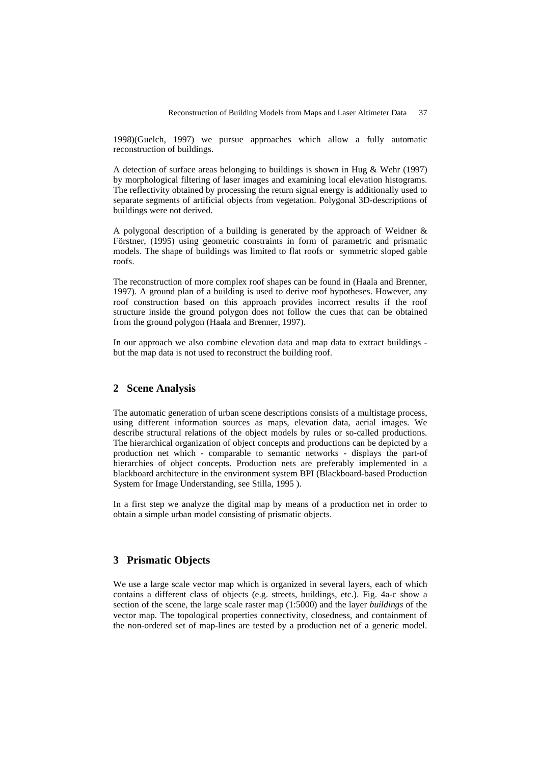1998)(Guelch, 1997) we pursue approaches which allow a fully automatic reconstruction of buildings.

A detection of surface areas belonging to buildings is shown in Hug & Wehr (1997) by morphological filtering of laser images and examining local elevation histograms. The reflectivity obtained by processing the return signal energy is additionally used to separate segments of artificial objects from vegetation. Polygonal 3D-descriptions of buildings were not derived.

A polygonal description of a building is generated by the approach of Weidner & Förstner, (1995) using geometric constraints in form of parametric and prismatic models. The shape of buildings was limited to flat roofs or symmetric sloped gable roofs.

The reconstruction of more complex roof shapes can be found in (Haala and Brenner, 1997). A ground plan of a building is used to derive roof hypotheses. However, any roof construction based on this approach provides incorrect results if the roof structure inside the ground polygon does not follow the cues that can be obtained from the ground polygon (Haala and Brenner, 1997).

In our approach we also combine elevation data and map data to extract buildings - but the map data is not used to reconstruct the building roof.

## 2 Scene Analysis

The automatic generation of urban scene descriptions consists of a multistage process, using different information sources as maps, elevation data, aerial images. We describe structural relations of the object models by rules or so-called productions. The hierarchical organization of object concepts and productions can be depicted by a production net which - comparable to semantic networks - displays the part-of hierarchies of object concepts. Production nets are preferably implemented in a blackboard architecture in the environment system BPI (Blackboard-based Production System for Image Understanding, see Stilla, 1995 ).

In a first step we analyze the digital map by means of a production net in order to obtain a simple urban model consisting of prismatic objects.

## 3 Prismatic Objects

We use a large scale vector map which is organized in several layers, each of which contains a different class of objects (e.g. streets, buildings, etc.). Fig. 4a-c show a section of the scene, the large scale raster map (1:5000) and the layer *buildings* of the vector map. The topological properties connectivity, closedness, and containment of the non-ordered set of map-lines are tested by a production net of a generic model.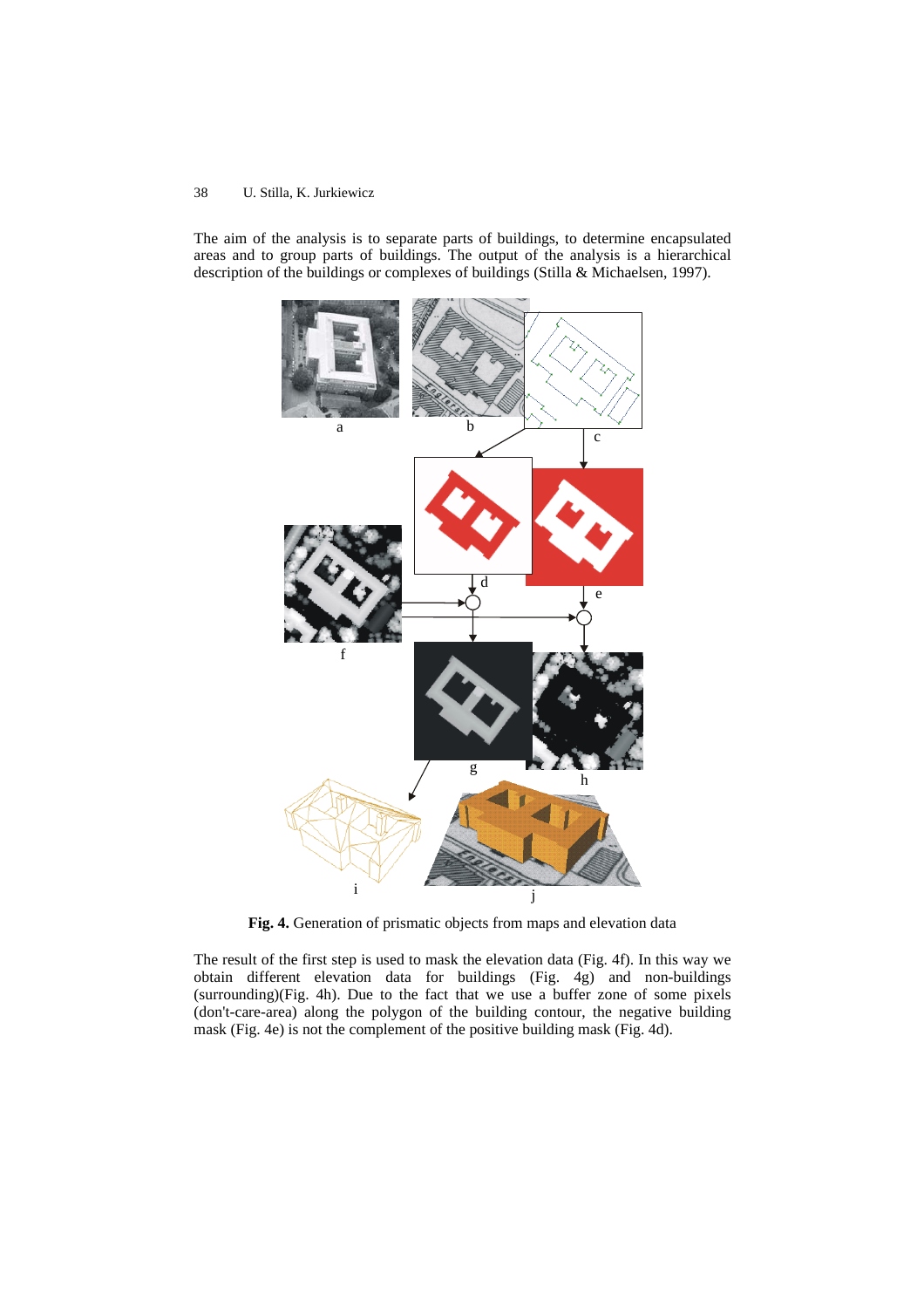The aim of the analysis is to separate parts of buildings, to determine encapsulated areas and to group parts of buildings. The output of the analysis is a hierarchical description of the buildings or complexes of buildings (Stilla & Michaelsen, 1997).

**Fig. 4.** Generation of prismatic objects from maps and elevation data

The result of the first step is used to mask the elevation data (Fig. 4f). In this way we obtain different elevation data for buildings (Fig. 4g) and non-buildings (surrounding)(Fig. 4h). Due to the fact that we use a buffer zone of some pixels (don't-care-area) along the polygon of the building contour, the negative building mask (Fig. 4e) is not the complement of the positive building mask (Fig. 4d).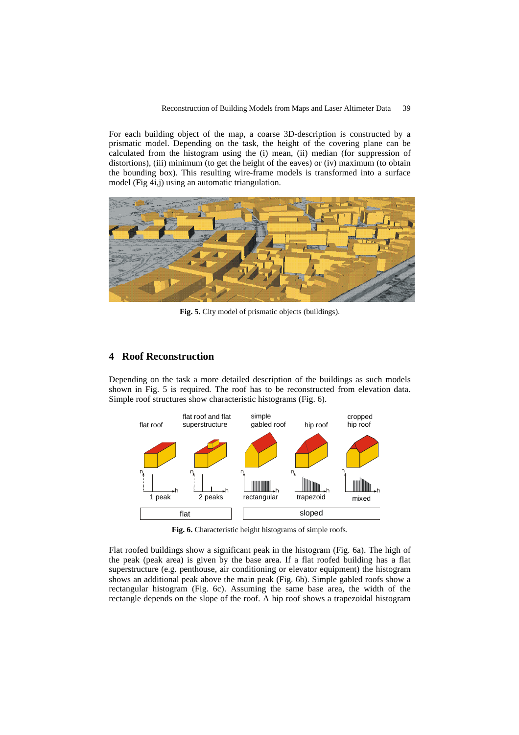For each building object of the map, a coarse 3D-description is constructed by a prismatic model. Depending on the task, the height of the covering plane can be calculated from the histogram using the (i) mean, (ii) median (for suppression of distortions), (iii) minimum (to get the height of the eaves) or (iv) maximum (to obtain the bounding box). This resulting wire-frame models is transformed into a surface model (Fig 4i,j) using an automatic triangulation.

**Fig. 5.** City model of prismatic objects (buildings).

## 4 Roof Reconstruction

Depending on the task a more detailed description of the buildings as such models shown in Fig. 5 is required. The roof has to be reconstructed from elevation data. Simple roof structures show characteristic histograms (Fig. 6).

**Fig. 6.** Characteristic height histograms of simple roofs.

Flat roofed buildings show a significant peak in the histogram (Fig. 6a). The high of the peak (peak area) is given by the base area. If a flat roofed building has a flat superstructure (e.g. penthouse, air conditioning or elevator equipment) the histogram shows an additional peak above the main peak (Fig. 6b). Simple gabled roofs show a rectangular histogram (Fig. 6c). Assuming the same base area, the width of the rectangle depends on the slope of the roof. A hip roof shows a trapezoidal histogram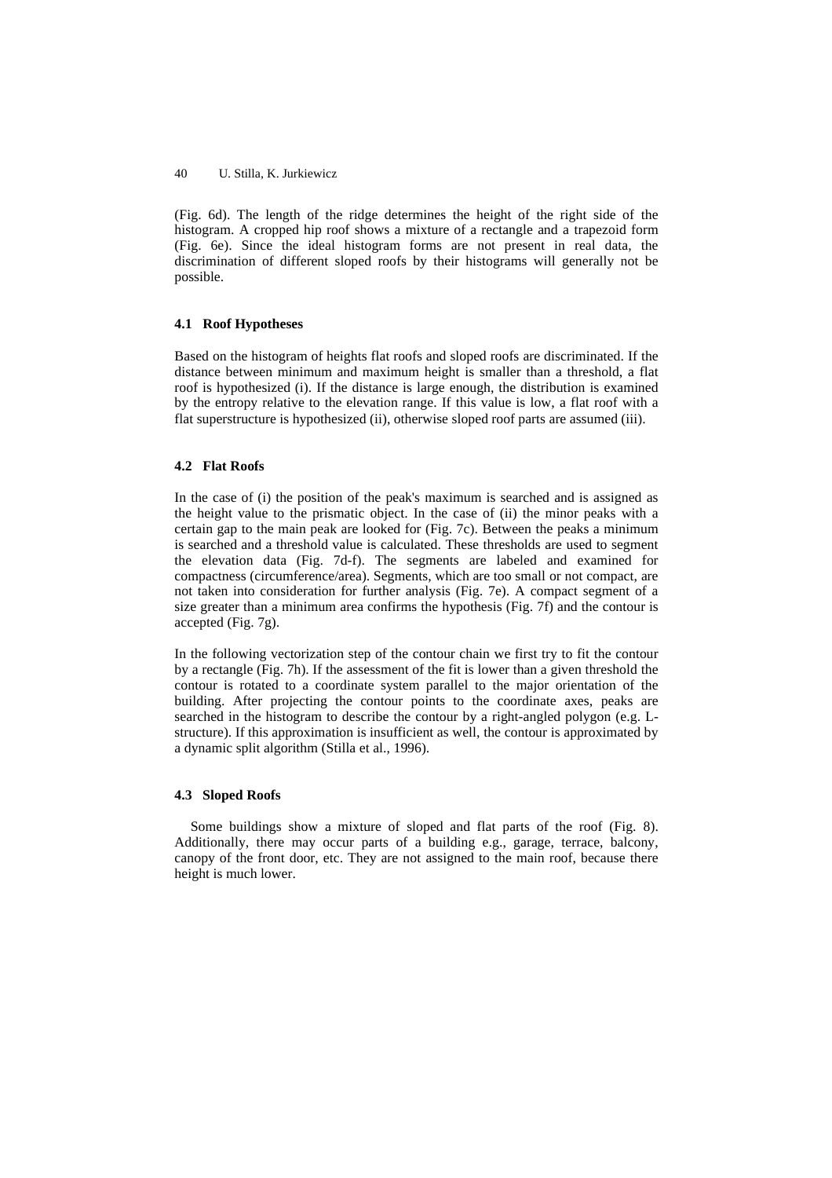(Fig. 6d). The length of the ridge determines the height of the right side of the histogram. A cropped hip roof shows a mixture of a rectangle and a trapezoid form (Fig. 6e). Since the ideal histogram forms are not present in real data, the discrimination of different sloped roofs by their histograms will generally not be possible.

### 4.1 Roof Hypotheses

Based on the histogram of heights flat roofs and sloped roofs are discriminated. If the distance between minimum and maximum height is smaller than a threshold, a flat roof is hypothesized (i). If the distance is large enough, the distribution is examined by the entropy relative to the elevation range. If this value is low, a flat roof with a flat superstructure is hypothesized (ii), otherwise sloped roof parts are assumed (iii).

### 4.2 Flat Roofs

In the case of (i) the position of the peak's maximum is searched and is assigned as the height value to the prismatic object. In the case of (ii) the minor peaks with a certain gap to the main peak are looked for (Fig. 7c). Between the peaks a minimum is searched and a threshold value is calculated. These thresholds are used to segment the elevation data (Fig. 7d-f). The segments are labeled and examined for compactness (circumference/area). Segments, which are too small or not compact, are not taken into consideration for further analysis (Fig. 7e). A compact segment of a size greater than a minimum area confirms the hypothesis (Fig. 7f) and the contour is accepted (Fig. 7g).

In the following vectorization step of the contour chain we first try to fit the contour by a rectangle (Fig. 7h). If the assessment of the fit is lower than a given threshold the contour is rotated to a coordinate system parallel to the major orientation of the building. After projecting the contour points to the coordinate axes, peaks are searched in the histogram to describe the contour by a right-angled polygon (e.g. L-structure). If this approximation is insufficient as well, the contour is approximated by a dynamic split algorithm (Stilla et al., 1996).

### 4.3 Sloped Roofs

Some buildings show a mixture of sloped and flat parts of the roof (Fig. 8). Additionally, there may occur parts of a building e.g., garage, terrace, balcony, canopy of the front door, etc. They are not assigned to the main roof, because there height is much lower.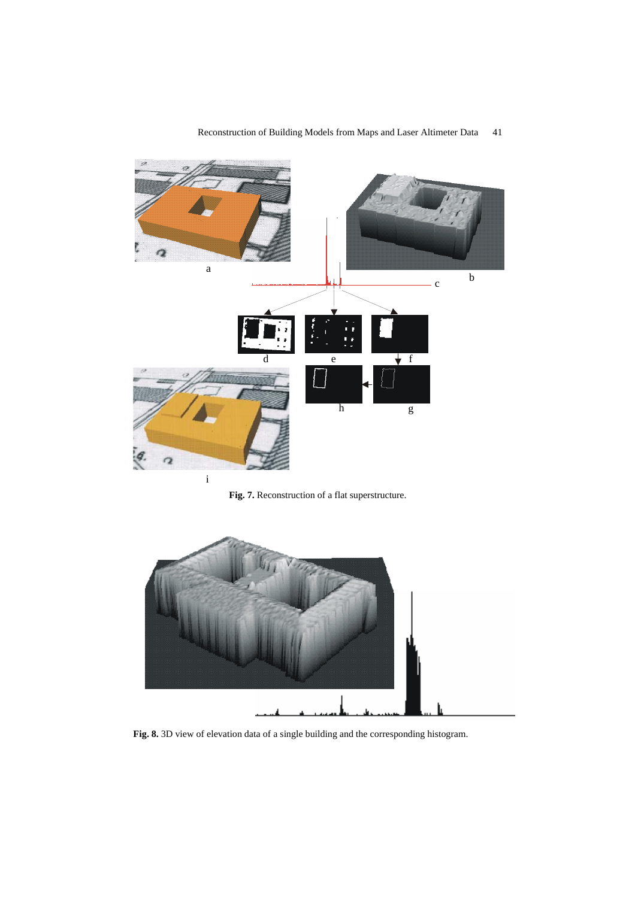**Fig. 7.** Reconstruction of a flat superstructure.

**Fig. 8.** 3D view of elevation data of a single building and the corresponding histogram.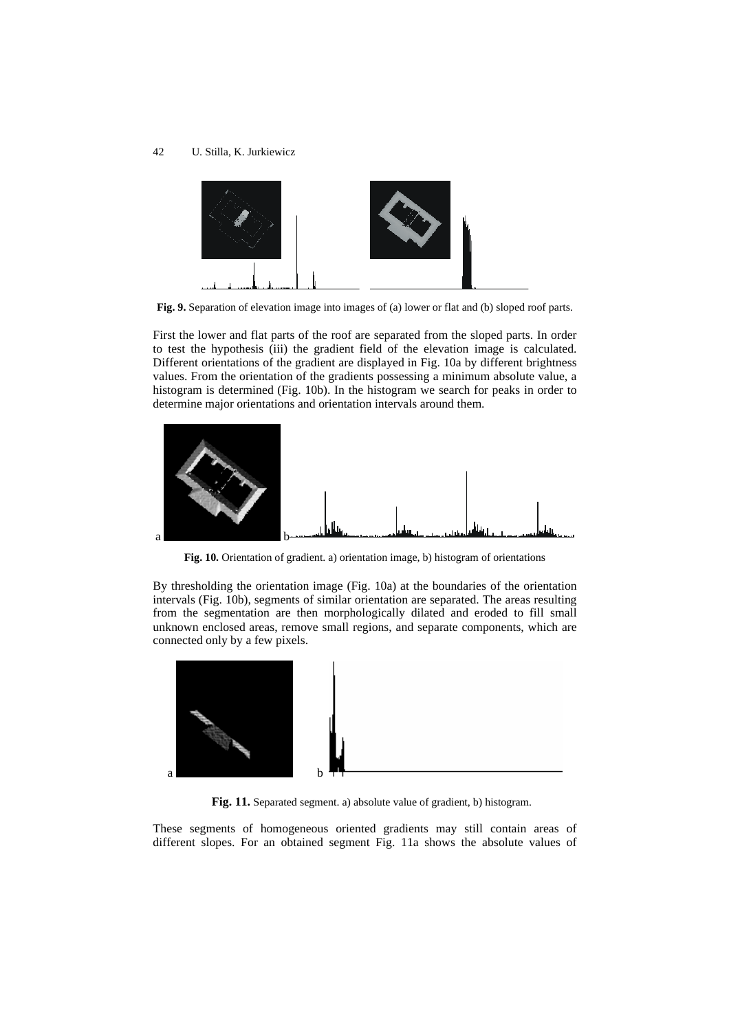**Fig. 9.** Separation of elevation image into images of (a) lower or flat and (b) sloped roof parts.

First the lower and flat parts of the roof are separated from the sloped parts. In order to test the hypothesis (iii) the gradient field of the elevation image is calculated. Different orientations of the gradient are displayed in Fig. 10a by different brightness values. From the orientation of the gradients possessing a minimum absolute value, a histogram is determined (Fig. 10b). In the histogram we search for peaks in order to determine major orientations and orientation intervals around them.

**Fig. 10.** Orientation of gradient. a) orientation image, b) histogram of orientations

By thresholding the orientation image (Fig. 10a) at the boundaries of the orientation intervals (Fig. 10b), segments of similar orientation are separated. The areas resulting from the segmentation are then morphologically dilated and eroded to fill small unknown enclosed areas, remove small regions, and separate components, which are connected only by a few pixels.

**Fig. 11.** Separated segment. a) absolute value of gradient, b) histogram.

These segments of homogeneous oriented gradients may still contain areas of different slopes. For an obtained segment Fig. 11a shows the absolute values of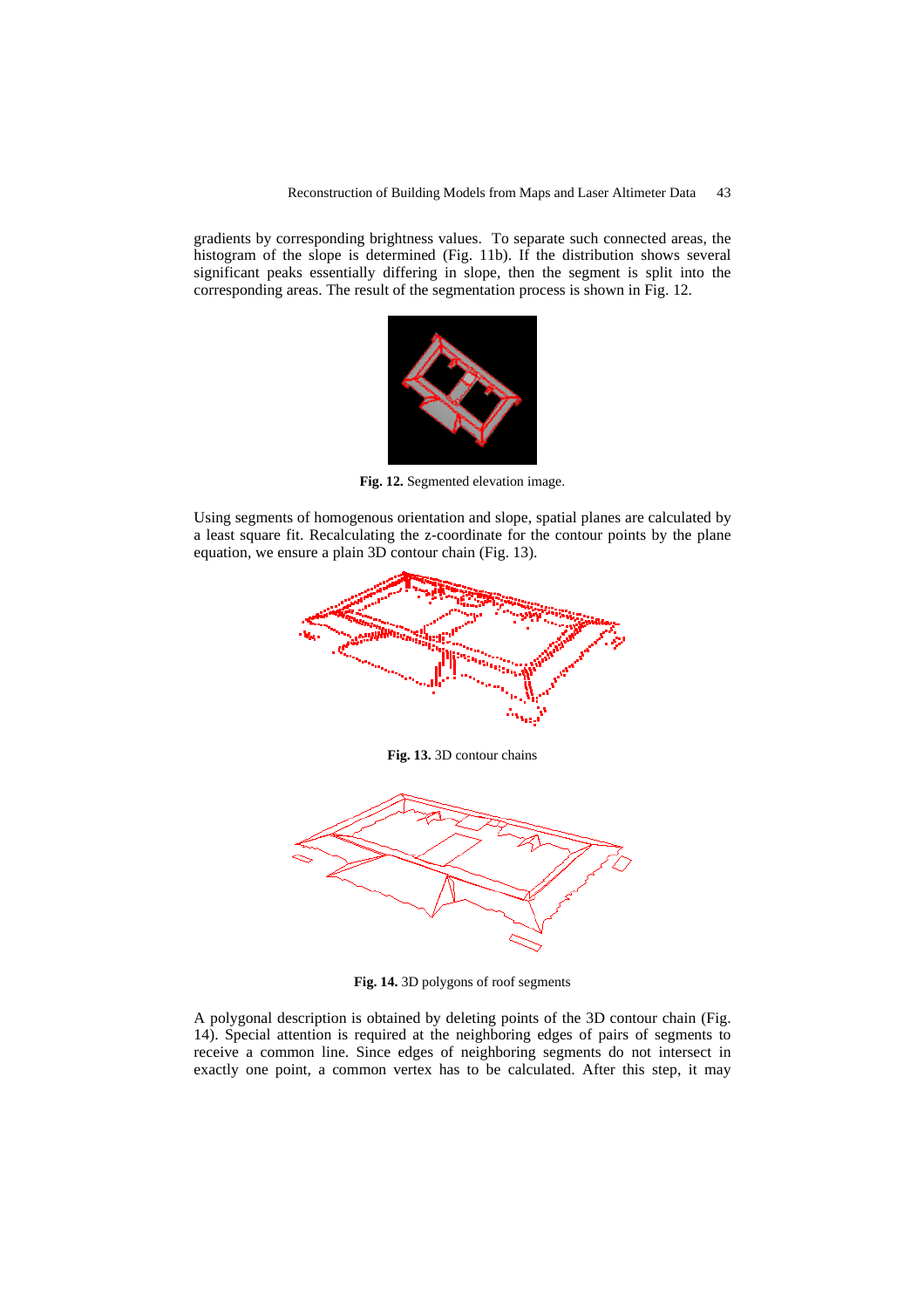gradients by corresponding brightness values. To separate such connected areas, the histogram of the slope is determined (Fig. 11b). If the distribution shows several significant peaks essentially differing in slope, then the segment is split into the corresponding areas. The result of the segmentation process is shown in Fig. 12.

**Fig. 12.** Segmented elevation image.

Using segments of homogenous orientation and slope, spatial planes are calculated by a least square fit. Recalculating the z-coordinate for the contour points by the plane equation, we ensure a plain 3D contour chain (Fig. 13).

**Fig. 13.** 3D contour chains

**Fig. 14.** 3D polygons of roof segments

A polygonal description is obtained by deleting points of the 3D contour chain (Fig. 14). Special attention is required at the neighboring edges of pairs of segments to receive a common line. Since edges of neighboring segments do not intersect in exactly one point, a common vertex has to be calculated. After this step, it may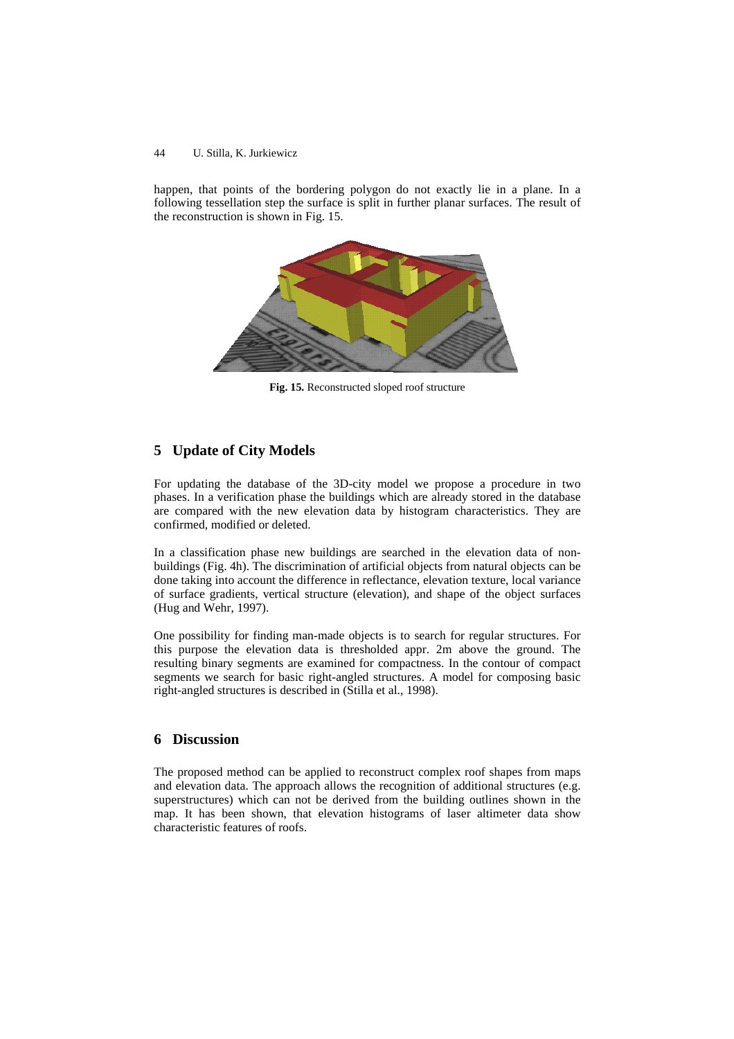happen, that points of the bordering polygon do not exactly lie in a plane. In a following tessellation step the surface is split in further planar surfaces. The result of the reconstruction is shown in Fig. 15.

**Fig. 15.** Reconstructed sloped roof structure

## 5 Update of City Models

For updating the database of the 3D-city model we propose a procedure in two phases. In a verification phase the buildings which are already stored in the database are compared with the new elevation data by histogram characteristics. They are confirmed, modified or deleted.

In a classification phase new buildings are searched in the elevation data of non-buildings (Fig. 4h). The discrimination of artificial objects from natural objects can be done taking into account the difference in reflectance, elevation texture, local variance of surface gradients, vertical structure (elevation), and shape of the object surfaces (Hug and Wehr, 1997).

One possibility for finding man-made objects is to search for regular structures. For this purpose the elevation data is thresholded appr. 2m above the ground. The resulting binary segments are examined for compactness. In the contour of compact segments we search for basic right-angled structures. A model for composing basic right-angled structures is described in (Stilla et al., 1998).

## 6 Discussion

The proposed method can be applied to reconstruct complex roof shapes from maps and elevation data. The approach allows the recognition of additional structures (e.g. superstructures) which can not be derived from the building outlines shown in the map. It has been shown, that elevation histograms of laser altimeter data show characteristic features of roofs.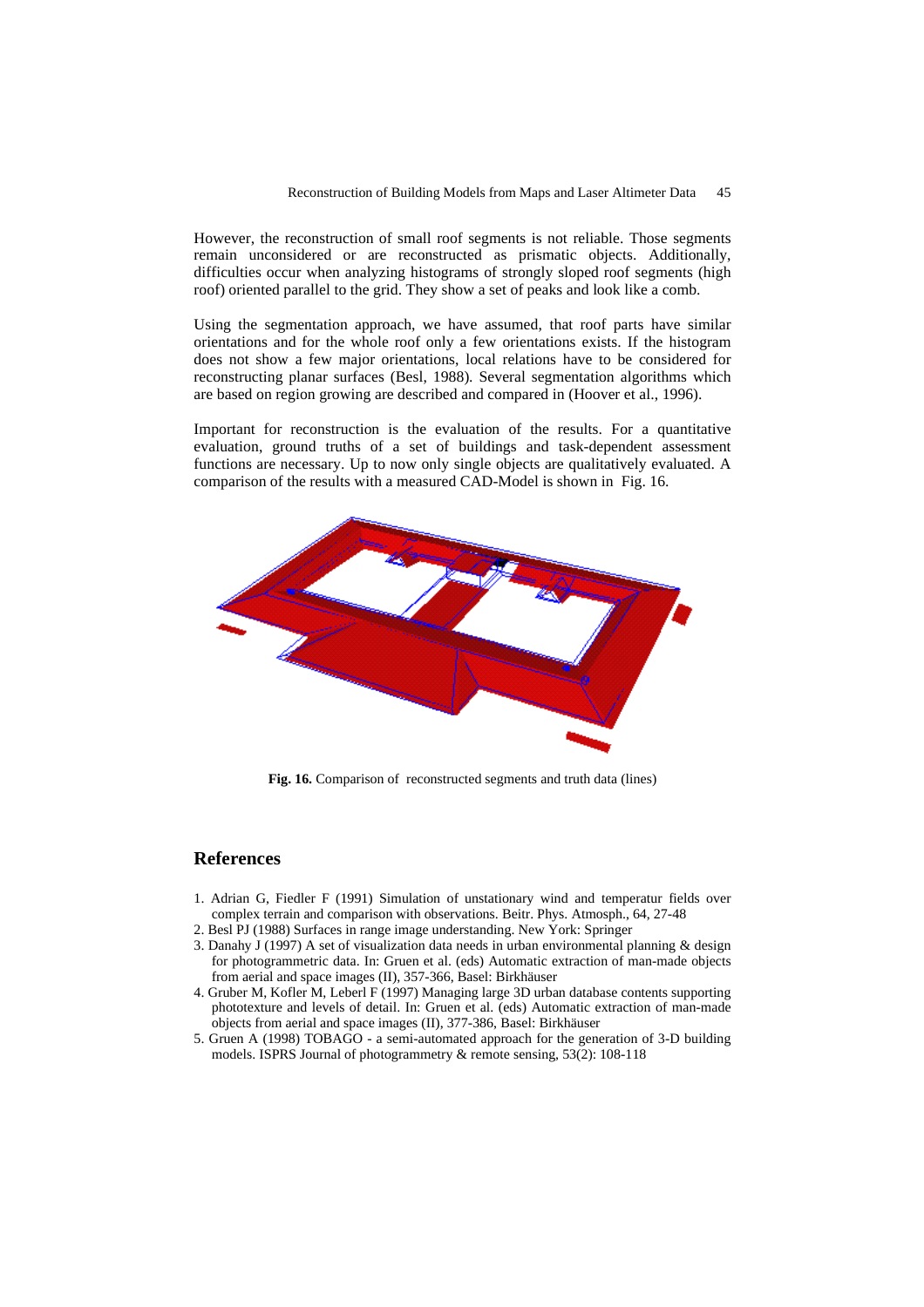However, the reconstruction of small roof segments is not reliable. Those segments remain unconsidered or are reconstructed as prismatic objects. Additionally, difficulties occur when analyzing histograms of strongly sloped roof segments (high roof) oriented parallel to the grid. They show a set of peaks and look like a comb.

Using the segmentation approach, we have assumed, that roof parts have similar orientations and for the whole roof only a few orientations exists. If the histogram does not show a few major orientations, local relations have to be considered for reconstructing planar surfaces (Besl, 1988). Several segmentation algorithms which are based on region growing are described and compared in (Hoover et al., 1996).

Important for reconstruction is the evaluation of the results. For a quantitative evaluation, ground truths of a set of buildings and task-dependent assessment functions are necessary. Up to now only single objects are qualitatively evaluated. A comparison of the results with a measured CAD-Model is shown in Fig. 16.

**Fig. 16.** Comparison of reconstructed segments and truth data (lines)

## References

1. Adrian G, Fiedler F (1991) Simulation of unstationary wind and temperatur fields over complex terrain and comparison with observations. Beitr. Phys. Atmosph., 64, 27-48
2. Besl PJ (1988) Surfaces in range image understanding. New York: Springer
3. Danahy J (1997) A set of visualization data needs in urban environmental planning & design for photogrammetric data. In: Gruen et al. (eds) Automatic extraction of man-made objects from aerial and space images (II), 357-366, Basel: Birkhäuser
4. Gruber M, Kofler M, Leberl F (1997) Managing large 3D urban database contents supporting phototexture and levels of detail. In: Gruen et al. (eds) Automatic extraction of man-made objects from aerial and space images (II), 377-386, Basel: Birkhäuser
5. Gruen A (1998) TOBAGO - a semi-automated approach for the generation of 3-D building models. ISPRS Journal of photogrammetry & remote sensing, 53(2): 108-118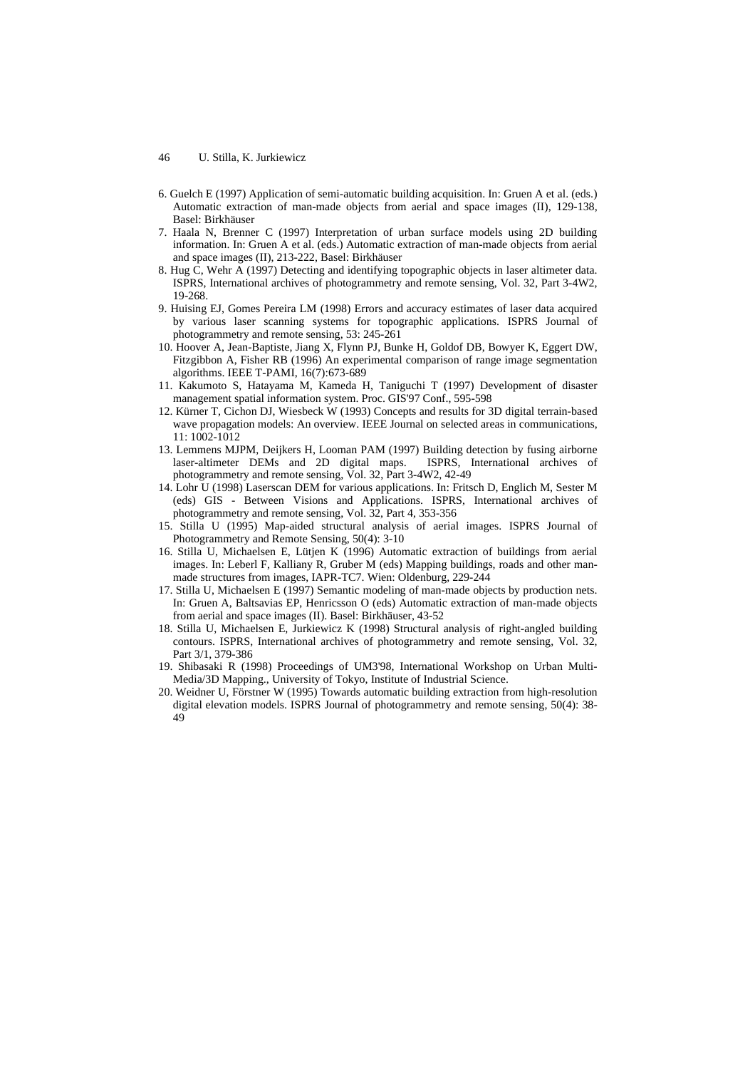6. Guelch E (1997) Application of semi-automatic building acquisition. In: Gruen A et al. (eds.) Automatic extraction of man-made objects from aerial and space images (II), 129-138, Basel: Birkhäuser
7. Haala N, Brenner C (1997) Interpretation of urban surface models using 2D building information. In: Gruen A et al. (eds.) Automatic extraction of man-made objects from aerial and space images (II), 213-222, Basel: Birkhäuser
8. Hug C, Wehr A (1997) Detecting and identifying topographic objects in laser altimeter data. ISPRS, International archives of photogrammetry and remote sensing, Vol. 32, Part 3-4W2, 19-268.
9. Huising EJ, Gomes Pereira LM (1998) Errors and accuracy estimates of laser data acquired by various laser scanning systems for topographic applications. ISPRS Journal of photogrammetry and remote sensing, 53: 245-261
10. Hoover A, Jean-Baptiste, Jiang X, Flynn PJ, Bunke H, Goldof DB, Bowyer K, Eggert DW, Fitzgibbon A, Fisher RB (1996) An experimental comparison of range image segmentation algorithms. IEEE T-PAMI, 16(7):673-689
11. Kakumoto S, Hatayama M, Kameda H, Taniguchi T (1997) Development of disaster management spatial information system. Proc. GIS'97 Conf., 595-598
12. Kürner T, Cichon DJ, Wiesbeck W (1993) Concepts and results for 3D digital terrain-based wave propagation models: An overview. IEEE Journal on selected areas in communications, 11: 1002-1012
13. Lemmens MJPM, Deijkers H, Looman PAM (1997) Building detection by fusing airborne laser-altimeter DEMs and 2D digital maps. ISPRS, International archives of photogrammetry and remote sensing, Vol. 32, Part 3-4W2, 42-49
14. Lohr U (1998) Laserscan DEM for various applications. In: Fritsch D, Englich M, Sester M (eds) GIS - Between Visions and Applications. ISPRS, International archives of photogrammetry and remote sensing, Vol. 32, Part 4, 353-356
15. Stilla U (1995) Map-aided structural analysis of aerial images. ISPRS Journal of Photogrammetry and Remote Sensing, 50(4): 3-10
16. Stilla U, Michaelsen E, Lütjen K (1996) Automatic extraction of buildings from aerial images. In: Leberl F, Kalliany R, Gruber M (eds) Mapping buildings, roads and other man-made structures from images, IAPR-TC7. Wien: Oldenburg, 229-244
17. Stilla U, Michaelsen E (1997) Semantic modeling of man-made objects by production nets. In: Gruen A, Baltsavias EP, Henricsson O (eds) Automatic extraction of man-made objects from aerial and space images (II). Basel: Birkhäuser, 43-52
18. Stilla U, Michaelsen E, Jurkiewicz K (1998) Structural analysis of right-angled building contours. ISPRS, International archives of photogrammetry and remote sensing, Vol. 32, Part 3/1, 379-386
19. Shibasaki R (1998) Proceedings of UM3'98, International Workshop on Urban Multi-Media/3D Mapping., University of Tokyo, Institute of Industrial Science.
20. Weidner U, Förstner W (1995) Towards automatic building extraction from high-resolution digital elevation models. ISPRS Journal of photogrammetry and remote sensing, 50(4): 38-49